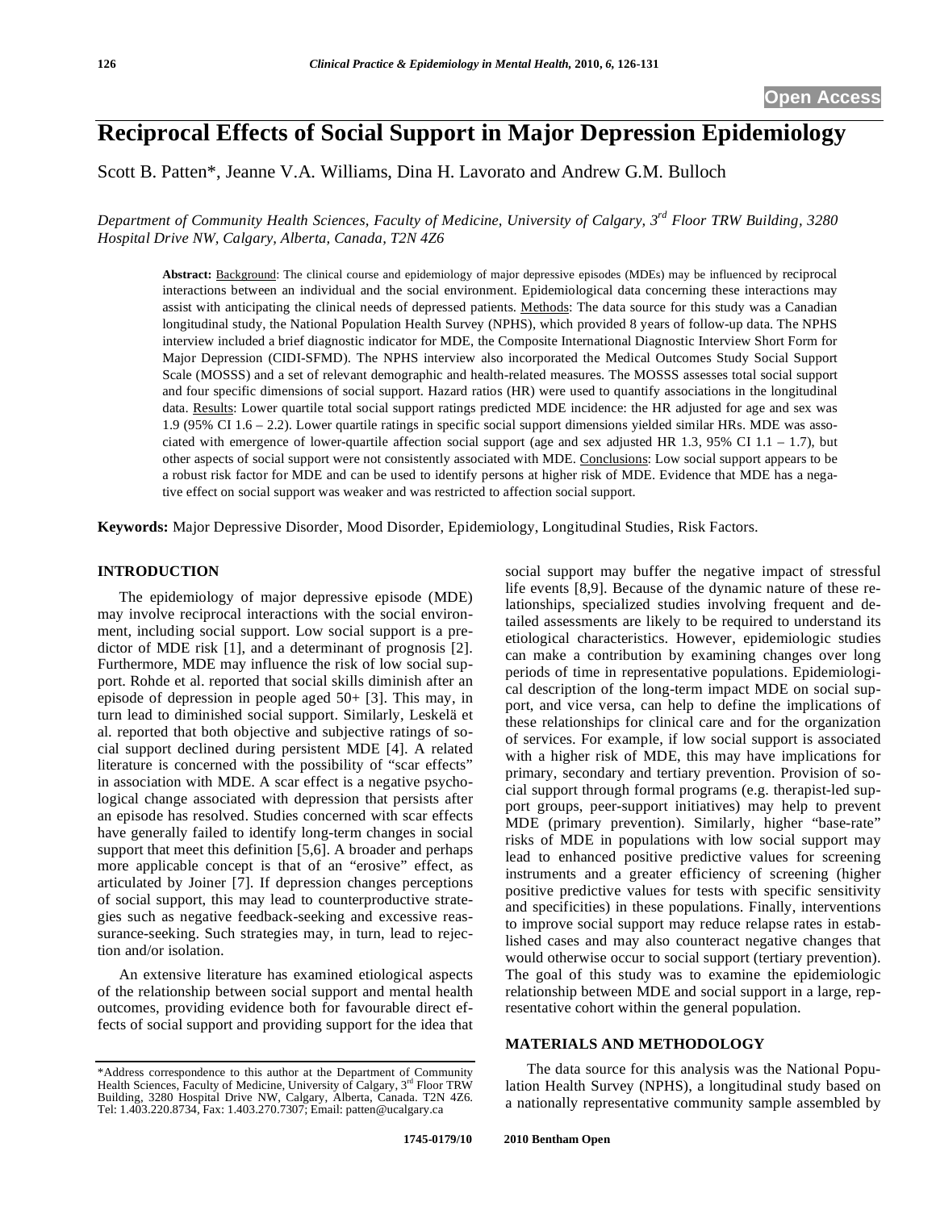Open Access

# Reciprocal Effects of Social Support in Major Depression Epidemiology

Scott B. Patten*, Jeanne V.A. Williams, Dina H. Lavorato and Andrew G.M. Bulloch

*Department of Community Health Sciences, Faculty of Medicine, University of Calgary, 3rd Floor TRW Building, 3280 Hospital Drive NW, Calgary, Alberta, Canada, T2N 4Z6*

**Abstract:** Background: The clinical course and epidemiology of major depressive episodes (MDEs) may be influenced by reciprocal interactions between an individual and the social environment. Epidemiological data concerning these interactions may assist with anticipating the clinical needs of depressed patients. Methods: The data source for this study was a Canadian longitudinal study, the National Population Health Survey (NPHS), which provided 8 years of follow-up data. The NPHS interview included a brief diagnostic indicator for MDE, the Composite International Diagnostic Interview Short Form for Major Depression (CIDI-SFMD). The NPHS interview also incorporated the Medical Outcomes Study Social Support Scale (MOSSS) and a set of relevant demographic and health-related measures. The MOSSS assesses total social support and four specific dimensions of social support. Hazard ratios (HR) were used to quantify associations in the longitudinal data. Results: Lower quartile total social support ratings predicted MDE incidence: the HR adjusted for age and sex was 1.9 (95% CI 1.6 – 2.2). Lower quartile ratings in specific social support dimensions yielded similar HRs. MDE was associated with emergence of lower-quartile affection social support (age and sex adjusted HR 1.3, 95% CI 1.1 – 1.7), but other aspects of social support were not consistently associated with MDE. Conclusions: Low social support appears to be a robust risk factor for MDE and can be used to identify persons at higher risk of MDE. Evidence that MDE has a negative effect on social support was weaker and was restricted to affection social support.

**Keywords:** Major Depressive Disorder, Mood Disorder, Epidemiology, Longitudinal Studies, Risk Factors.

## INTRODUCTION

The epidemiology of major depressive episode (MDE) may involve reciprocal interactions with the social environment, including social support. Low social support is a predictor of MDE risk [1], and a determinant of prognosis [2]. Furthermore, MDE may influence the risk of low social support. Rohde et al. reported that social skills diminish after an episode of depression in people aged 50+ [3]. This may, in turn lead to diminished social support. Similarly, Leskelä et al. reported that both objective and subjective ratings of social support declined during persistent MDE [4]. A related literature is concerned with the possibility of "scar effects" in association with MDE. A scar effect is a negative psychological change associated with depression that persists after an episode has resolved. Studies concerned with scar effects have generally failed to identify long-term changes in social support that meet this definition [5,6]. A broader and perhaps more applicable concept is that of an "erosive" effect, as articulated by Joiner [7]. If depression changes perceptions of social support, this may lead to counterproductive strategies such as negative feedback-seeking and excessive reassurance-seeking. Such strategies may, in turn, lead to rejection and/or isolation.

An extensive literature has examined etiological aspects of the relationship between social support and mental health outcomes, providing evidence both for favourable direct effects of social support and providing support for the idea that social support may buffer the negative impact of stressful life events [8,9]. Because of the dynamic nature of these relationships, specialized studies involving frequent and detailed assessments are likely to be required to understand its etiological characteristics. However, epidemiologic studies can make a contribution by examining changes over long periods of time in representative populations. Epidemiological description of the long-term impact MDE on social support, and vice versa, can help to define the implications of these relationships for clinical care and for the organization of services. For example, if low social support is associated with a higher risk of MDE, this may have implications for primary, secondary and tertiary prevention. Provision of social support through formal programs (e.g. therapist-led support groups, peer-support initiatives) may help to prevent MDE (primary prevention). Similarly, higher "base-rate" risks of MDE in populations with low social support may lead to enhanced positive predictive values for screening instruments and a greater efficiency of screening (higher positive predictive values for tests with specific sensitivity and specificities) in these populations. Finally, interventions to improve social support may reduce relapse rates in established cases and may also counteract negative changes that would otherwise occur to social support (tertiary prevention). The goal of this study was to examine the epidemiologic relationship between MDE and social support in a large, representative cohort within the general population.

## MATERIALS AND METHODOLOGY

The data source for this analysis was the National Population Health Survey (NPHS), a longitudinal study based on a nationally representative community sample assembled by

*Address correspondence to this author at the Department of Community Health Sciences, Faculty of Medicine, University of Calgary, 3rd Floor TRW Building, 3280 Hospital Drive NW, Calgary, Alberta, Canada. T2N 4Z6. Tel: 1.403.220.8734, Fax: 1.403.270.7307; Email: patten@ucalgary.ca

1745-0179/10 2010 Bentham Open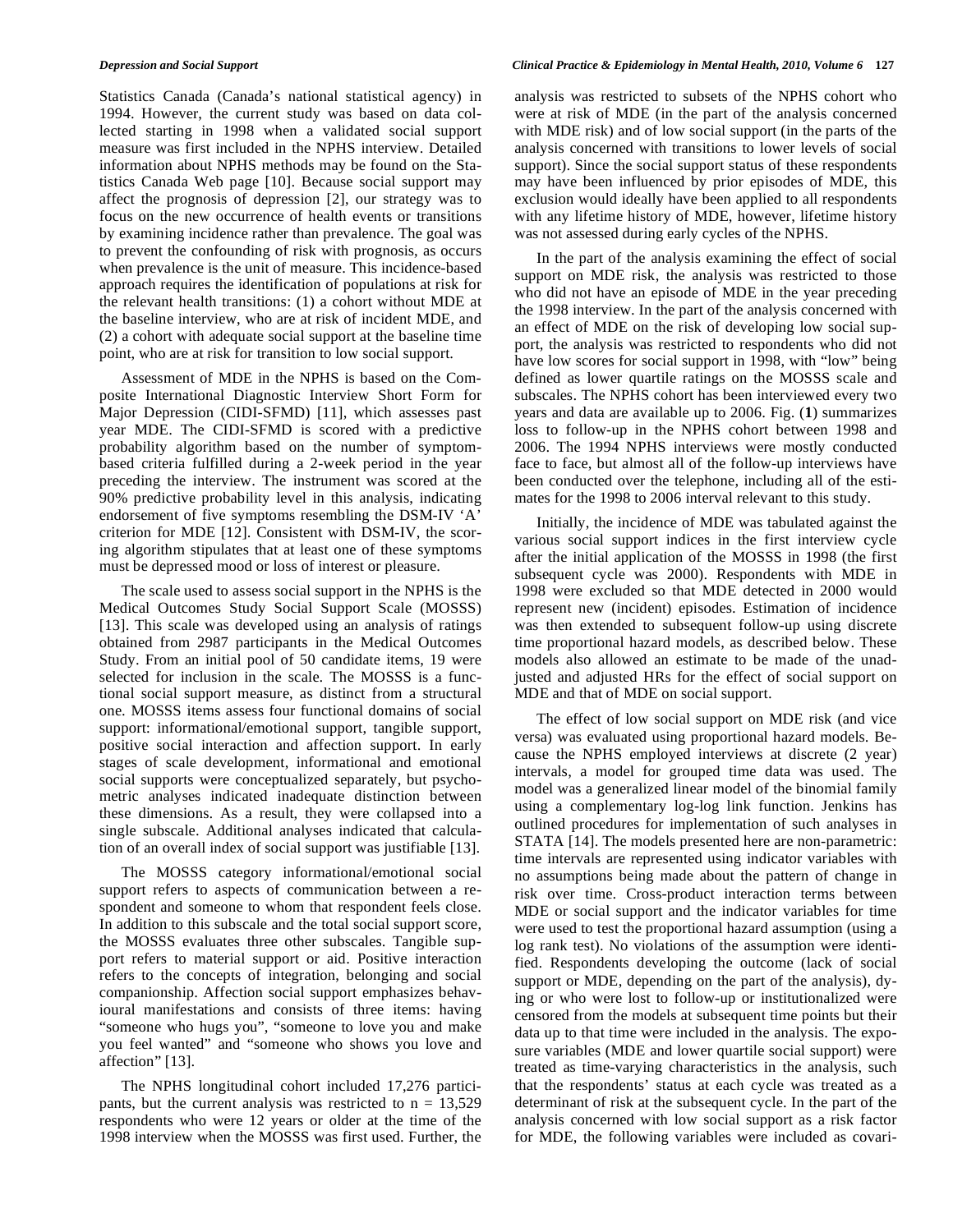Statistics Canada (Canada's national statistical agency) in 1994. However, the current study was based on data collected starting in 1998 when a validated social support measure was first included in the NPHS interview. Detailed information about NPHS methods may be found on the Statistics Canada Web page [10]. Because social support may affect the prognosis of depression [2], our strategy was to focus on the new occurrence of health events or transitions by examining incidence rather than prevalence. The goal was to prevent the confounding of risk with prognosis, as occurs when prevalence is the unit of measure. This incidence-based approach requires the identification of populations at risk for the relevant health transitions: (1) a cohort without MDE at the baseline interview, who are at risk of incident MDE, and (2) a cohort with adequate social support at the baseline time point, who are at risk for transition to low social support.

Assessment of MDE in the NPHS is based on the Composite International Diagnostic Interview Short Form for Major Depression (CIDI-SFMD) [11], which assesses past year MDE. The CIDI-SFMD is scored with a predictive probability algorithm based on the number of symptom-based criteria fulfilled during a 2-week period in the year preceding the interview. The instrument was scored at the 90% predictive probability level in this analysis, indicating endorsement of five symptoms resembling the DSM-IV 'A' criterion for MDE [12]. Consistent with DSM-IV, the scoring algorithm stipulates that at least one of these symptoms must be depressed mood or loss of interest or pleasure.

The scale used to assess social support in the NPHS is the Medical Outcomes Study Social Support Scale (MOSSS) [13]. This scale was developed using an analysis of ratings obtained from 2987 participants in the Medical Outcomes Study. From an initial pool of 50 candidate items, 19 were selected for inclusion in the scale. The MOSSS is a functional social support measure, as distinct from a structural one. MOSSS items assess four functional domains of social support: informational/emotional support, tangible support, positive social interaction and affection support. In early stages of scale development, informational and emotional social supports were conceptualized separately, but psychometric analyses indicated inadequate distinction between these dimensions. As a result, they were collapsed into a single subscale. Additional analyses indicated that calculation of an overall index of social support was justifiable [13].

The MOSSS category informational/emotional social support refers to aspects of communication between a respondent and someone to whom that respondent feels close. In addition to this subscale and the total social support score, the MOSSS evaluates three other subscales. Tangible support refers to material support or aid. Positive interaction refers to the concepts of integration, belonging and social companionship. Affection social support emphasizes behavioural manifestations and consists of three items: having "someone who hugs you", "someone to love you and make you feel wanted" and "someone who shows you love and affection" [13].

The NPHS longitudinal cohort included 17,276 participants, but the current analysis was restricted to n = 13,529 respondents who were 12 years or older at the time of the 1998 interview when the MOSSS was first used. Further, the analysis was restricted to subsets of the NPHS cohort who were at risk of MDE (in the part of the analysis concerned with MDE risk) and of low social support (in the parts of the analysis concerned with transitions to lower levels of social support). Since the social support status of these respondents may have been influenced by prior episodes of MDE, this exclusion would ideally have been applied to all respondents with any lifetime history of MDE, however, lifetime history was not assessed during early cycles of the NPHS.

In the part of the analysis examining the effect of social support on MDE risk, the analysis was restricted to those who did not have an episode of MDE in the year preceding the 1998 interview. In the part of the analysis concerned with an effect of MDE on the risk of developing low social support, the analysis was restricted to respondents who did not have low scores for social support in 1998, with "low" being defined as lower quartile ratings on the MOSSS scale and subscales. The NPHS cohort has been interviewed every two years and data are available up to 2006. Fig. (**1**) summarizes loss to follow-up in the NPHS cohort between 1998 and 2006. The 1994 NPHS interviews were mostly conducted face to face, but almost all of the follow-up interviews have been conducted over the telephone, including all of the estimates for the 1998 to 2006 interval relevant to this study.

Initially, the incidence of MDE was tabulated against the various social support indices in the first interview cycle after the initial application of the MOSSS in 1998 (the first subsequent cycle was 2000). Respondents with MDE in 1998 were excluded so that MDE detected in 2000 would represent new (incident) episodes. Estimation of incidence was then extended to subsequent follow-up using discrete time proportional hazard models, as described below. These models also allowed an estimate to be made of the unadjusted and adjusted HRs for the effect of social support on MDE and that of MDE on social support.

The effect of low social support on MDE risk (and vice versa) was evaluated using proportional hazard models. Because the NPHS employed interviews at discrete (2 year) intervals, a model for grouped time data was used. The model was a generalized linear model of the binomial family using a complementary log-log link function. Jenkins has outlined procedures for implementation of such analyses in STATA [14]. The models presented here are non-parametric: time intervals are represented using indicator variables with no assumptions being made about the pattern of change in risk over time. Cross-product interaction terms between MDE or social support and the indicator variables for time were used to test the proportional hazard assumption (using a log rank test). No violations of the assumption were identified. Respondents developing the outcome (lack of social support or MDE, depending on the part of the analysis), dying or who were lost to follow-up or institutionalized were censored from the models at subsequent time points but their data up to that time were included in the analysis. The exposure variables (MDE and lower quartile social support) were treated as time-varying characteristics in the analysis, such that the respondents' status at each cycle was treated as a determinant of risk at the subsequent cycle. In the part of the analysis concerned with low social support as a risk factor for MDE, the following variables were included as covari-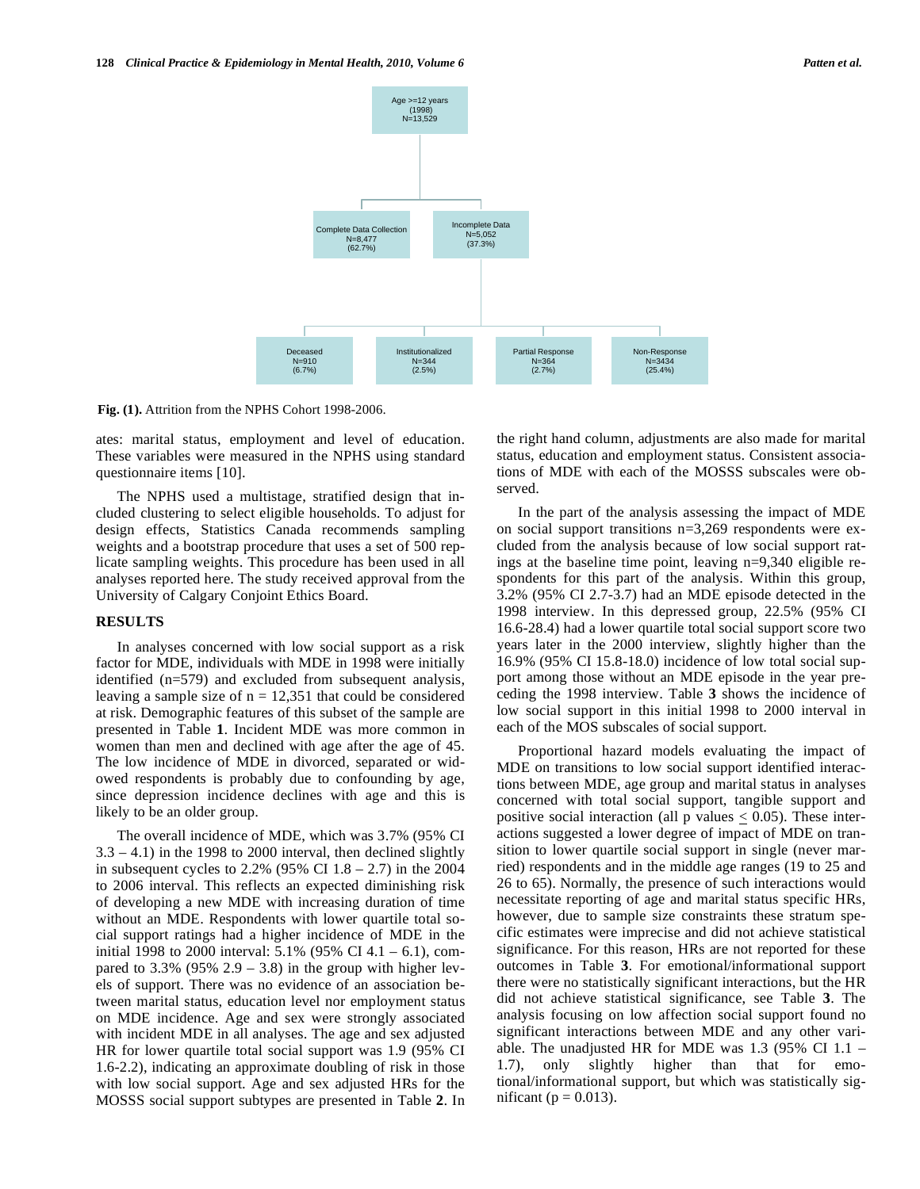Fig. (1). Attrition from the NPHS Cohort 1998-2006.

ates: marital status, employment and level of education. These variables were measured in the NPHS using standard questionnaire items [10].

The NPHS used a multistage, stratified design that included clustering to select eligible households. To adjust for design effects, Statistics Canada recommends sampling weights and a bootstrap procedure that uses a set of 500 replicate sampling weights. This procedure has been used in all analyses reported here. The study received approval from the University of Calgary Conjoint Ethics Board.

## RESULTS

In analyses concerned with low social support as a risk factor for MDE, individuals with MDE in 1998 were initially identified (n=579) and excluded from subsequent analysis, leaving a sample size of n = 12,351 that could be considered at risk. Demographic features of this subset of the sample are presented in Table **1**. Incident MDE was more common in women than men and declined with age after the age of 45. The low incidence of MDE in divorced, separated or widowed respondents is probably due to confounding by age, since depression incidence declines with age and this is likely to be an older group.

The overall incidence of MDE, which was 3.7% (95% CI 3.3 – 4.1) in the 1998 to 2000 interval, then declined slightly in subsequent cycles to 2.2% (95% CI 1.8 – 2.7) in the 2004 to 2006 interval. This reflects an expected diminishing risk of developing a new MDE with increasing duration of time without an MDE. Respondents with lower quartile total social support ratings had a higher incidence of MDE in the initial 1998 to 2000 interval: 5.1% (95% CI 4.1 – 6.1), compared to 3.3% (95% 2.9 – 3.8) in the group with higher levels of support. There was no evidence of an association between marital status, education level nor employment status on MDE incidence. Age and sex were strongly associated with incident MDE in all analyses. The age and sex adjusted HR for lower quartile total social support was 1.9 (95% CI 1.6-2.2), indicating an approximate doubling of risk in those with low social support. Age and sex adjusted HRs for the MOSSS social support subtypes are presented in Table **2**. In the right hand column, adjustments are also made for marital status, education and employment status. Consistent associations of MDE with each of the MOSSS subscales were observed.

In the part of the analysis assessing the impact of MDE on social support transitions n=3,269 respondents were excluded from the analysis because of low social support ratings at the baseline time point, leaving n=9,340 eligible respondents for this part of the analysis. Within this group, 3.2% (95% CI 2.7-3.7) had an MDE episode detected in the 1998 interview. In this depressed group, 22.5% (95% CI 16.6-28.4) had a lower quartile total social support score two years later in the 2000 interview, slightly higher than the 16.9% (95% CI 15.8-18.0) incidence of low total social support among those without an MDE episode in the year preceding the 1998 interview. Table **3** shows the incidence of low social support in this initial 1998 to 2000 interval in each of the MOS subscales of social support.

Proportional hazard models evaluating the impact of MDE on transitions to low social support identified interactions between MDE, age group and marital status in analyses concerned with total social support, tangible support and positive social interaction (all p values $\leq$ 0.05). These interactions suggested a lower degree of impact of MDE on transition to lower quartile social support in single (never married) respondents and in the middle age ranges (19 to 25 and 26 to 65). Normally, the presence of such interactions would necessitate reporting of age and marital status specific HRs, however, due to sample size constraints these stratum specific estimates were imprecise and did not achieve statistical significance. For this reason, HRs are not reported for these outcomes in Table **3**. For emotional/informational support there were no statistically significant interactions, but the HR did not achieve statistical significance, see Table **3**. The analysis focusing on low affection social support found no significant interactions between MDE and any other variable. The unadjusted HR for MDE was 1.3 (95% CI 1.1 – 1.7), only slightly higher than that for emotional/informational support, but which was statistically significant ($p = 0.013$).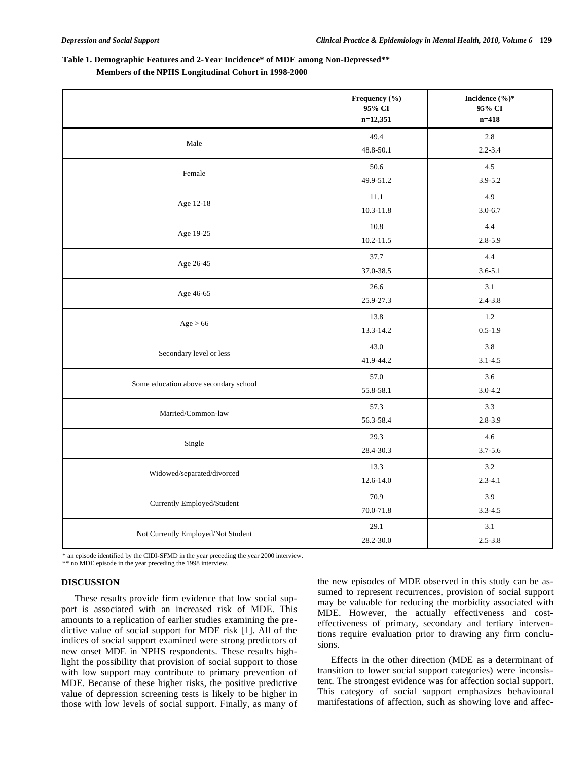**Table 1. Demographic Features and 2-Year Incidence* of MDE among Non-Depressed** Members of the NPHS Longitudinal Cohort in 1998-2000**

| | Frequency (%) 95% CI n=12,351 | Incidence (%)* 95% CI n=418 |
|---|---|---|
| Male | 49.4 48.8-50.1 | 2.8 2.2-3.4 |
| Female | 50.6 49.9-51.2 | 4.5 3.9-5.2 |
| Age 12-18 | 11.1 10.3-11.8 | 4.9 3.0-6.7 |
| Age 19-25 | 10.8 10.2-11.5 | 4.4 2.8-5.9 |
| Age 26-45 | 37.7 37.0-38.5 | 4.4 3.6-5.1 |
| Age 46-65 | 26.6 25.9-27.3 | 3.1 2.4-3.8 |
| Age ≥ 66 | 13.8 13.3-14.2 | 1.2 0.5-1.9 |
| Secondary level or less | 43.0 41.9-44.2 | 3.8 3.1-4.5 |
| Some education above secondary school | 57.0 55.8-58.1 | 3.6 3.0-4.2 |
| Married/Common-law | 57.3 56.3-58.4 | 3.3 2.8-3.9 |
| Single | 29.3 28.4-30.3 | 4.6 3.7-5.6 |
| Widowed/separated/divorced | 13.3 12.6-14.0 | 3.2 2.3-4.1 |
| Currently Employed/Student | 70.9 70.0-71.8 | 3.9 3.3-4.5 |
| Not Currently Employed/Not Student | 29.1 28.2-30.0 | 3.1 2.5-3.8 |

* an episode identified by the CIDI-SFMD in the year preceding the year 2000 interview.
** no MDE episode in the year preceding the 1998 interview.

## DISCUSSION

These results provide firm evidence that low social support is associated with an increased risk of MDE. This amounts to a replication of earlier studies examining the predictive value of social support for MDE risk [1]. All of the indices of social support examined were strong predictors of new onset MDE in NPHS respondents. These results highlight the possibility that provision of social support to those with low support may contribute to primary prevention of MDE. Because of these higher risks, the positive predictive value of depression screening tests is likely to be higher in those with low levels of social support. Finally, as many of the new episodes of MDE observed in this study can be assumed to represent recurrences, provision of social support may be valuable for reducing the morbidity associated with MDE. However, the actually effectiveness and cost-effectiveness of primary, secondary and tertiary interventions require evaluation prior to drawing any firm conclusions.

Effects in the other direction (MDE as a determinant of transition to lower social support categories) were inconsistent. The strongest evidence was for affection social support. This category of social support emphasizes behavioural manifestations of affection, such as showing love and affec-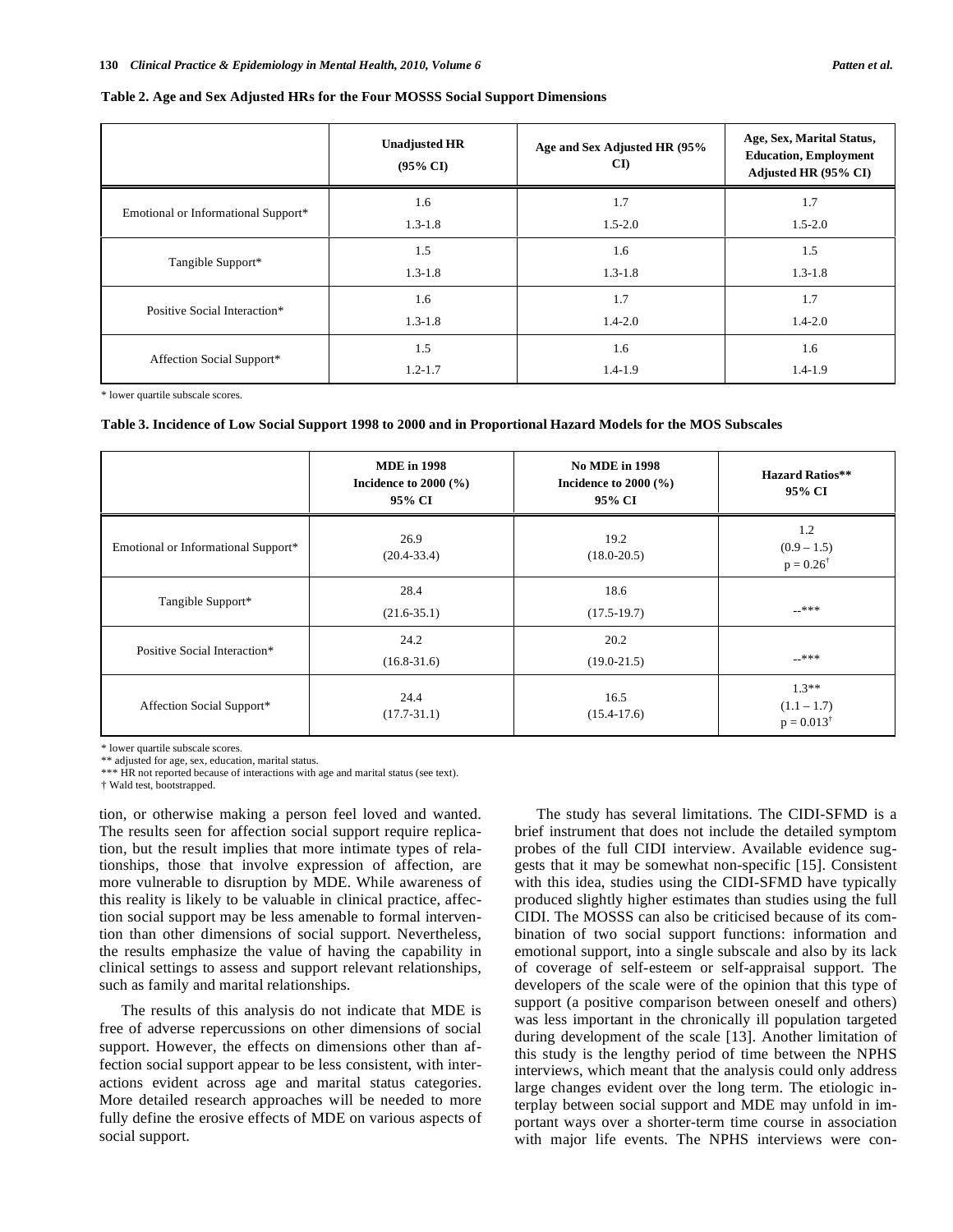**Table 2. Age and Sex Adjusted HRs for the Four MOSSS Social Support Dimensions**

| | Unadjusted HR (95% CI) | Age and Sex Adjusted HR (95% CI) | Age, Sex, Marital Status, Education, Employment Adjusted HR (95% CI) |
|---|---|---|---|
| Emotional or Informational Support* | 1.6<br>1.3-1.8 | 1.7<br>1.5-2.0 | 1.7<br>1.5-2.0 |
| Tangible Support* | 1.5<br>1.3-1.8 | 1.6<br>1.3-1.8 | 1.5<br>1.3-1.8 |
| Positive Social Interaction* | 1.6<br>1.3-1.8 | 1.7<br>1.4-2.0 | 1.7<br>1.4-2.0 |
| Affection Social Support* | 1.5<br>1.2-1.7 | 1.6<br>1.4-1.9 | 1.6<br>1.4-1.9 |

\* lower quartile subscale scores.

**Table 3. Incidence of Low Social Support 1998 to 2000 and in Proportional Hazard Models for the MOS Subscales**

| | MDE in 1998 Incidence to 2000 (%) 95% CI | No MDE in 1998 Incidence to 2000 (%) 95% CI | Hazard Ratios** 95% CI |
|---|---|---|---|
| Emotional or Informational Support* | 26.9<br>(20.4-33.4) | 19.2<br>(18.0-20.5) | 1.2<br>(0.9 – 1.5)<br>p = 0.26† |
| Tangible Support* | 28.4<br>(21.6-35.1) | 18.6<br>(17.5-19.7) | --*** |
| Positive Social Interaction* | 24.2<br>(16.8-31.6) | 20.2<br>(19.0-21.5) | --*** |
| Affection Social Support* | 24.4<br>(17.7-31.1) | 16.5<br>(15.4-17.6) | 1.3**<br>(1.1 – 1.7)<br>p = 0.013† |

\* lower quartile subscale scores.
\** adjusted for age, sex, education, marital status.
\*** HR not reported because of interactions with age and marital status (see text).
† Wald test, bootstrapped.

tion, or otherwise making a person feel loved and wanted. The results seen for affection social support require replication, but the result implies that more intimate types of relationships, those that involve expression of affection, are more vulnerable to disruption by MDE. While awareness of this reality is likely to be valuable in clinical practice, affection social support may be less amenable to formal intervention than other dimensions of social support. Nevertheless, the results emphasize the value of having the capability in clinical settings to assess and support relevant relationships, such as family and marital relationships.

The results of this analysis do not indicate that MDE is free of adverse repercussions on other dimensions of social support. However, the effects on dimensions other than affection social support appear to be less consistent, with interactions evident across age and marital status categories. More detailed research approaches will be needed to more fully define the erosive effects of MDE on various aspects of social support.

The study has several limitations. The CIDI-SFMD is a brief instrument that does not include the detailed symptom probes of the full CIDI interview. Available evidence suggests that it may be somewhat non-specific [15]. Consistent with this idea, studies using the CIDI-SFMD have typically produced slightly higher estimates than studies using the full CIDI. The MOSSS can also be criticised because of its combination of two social support functions: information and emotional support, into a single subscale and also by its lack of coverage of self-esteem or self-appraisal support. The developers of the scale were of the opinion that this type of support (a positive comparison between oneself and others) was less important in the chronically ill population targeted during development of the scale [13]. Another limitation of this study is the lengthy period of time between the NPHS interviews, which meant that the analysis could only address large changes evident over the long term. The etiologic interplay between social support and MDE may unfold in important ways over a shorter-term time course in association with major life events. The NPHS interviews were con-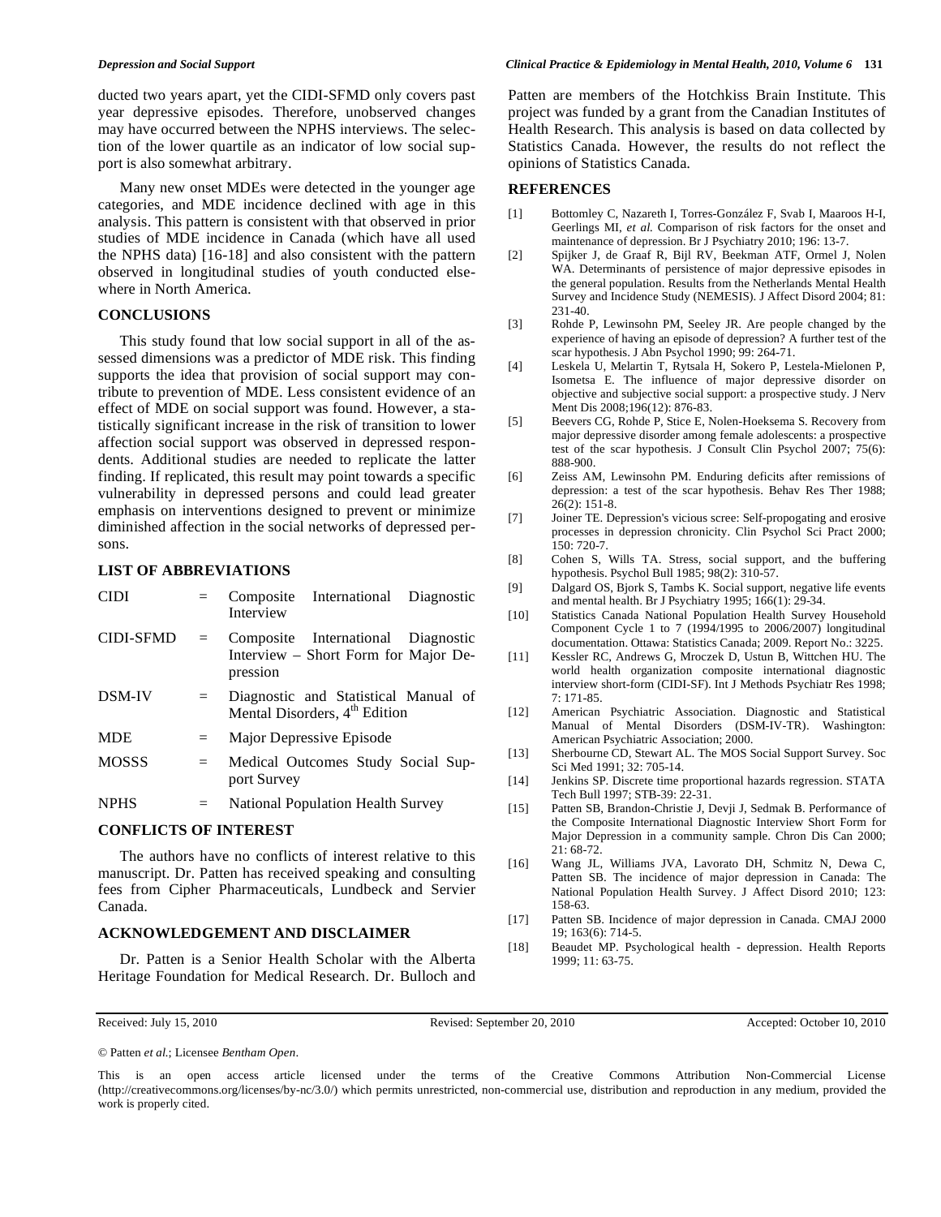ducted two years apart, yet the CIDI-SFMD only covers past year depressive episodes. Therefore, unobserved changes may have occurred between the NPHS interviews. The selection of the lower quartile as an indicator of low social support is also somewhat arbitrary.

Many new onset MDEs were detected in the younger age categories, and MDE incidence declined with age in this analysis. This pattern is consistent with that observed in prior studies of MDE incidence in Canada (which have all used the NPHS data) [16-18] and also consistent with the pattern observed in longitudinal studies of youth conducted elsewhere in North America.

## CONCLUSIONS

This study found that low social support in all of the assessed dimensions was a predictor of MDE risk. This finding supports the idea that provision of social support may contribute to prevention of MDE. Less consistent evidence of an effect of MDE on social support was found. However, a statistically significant increase in the risk of transition to lower affection social support was observed in depressed respondents. Additional studies are needed to replicate the latter finding. If replicated, this result may point towards a specific vulnerability in depressed persons and could lead greater emphasis on interventions designed to prevent or minimize diminished affection in the social networks of depressed persons.

## LIST OF ABBREVIATIONS

| | | |
|---|---|---|
| CIDI | = | Composite International Diagnostic Interview |
| CIDI-SFMD | = | Composite International Diagnostic Interview – Short Form for Major Depression |
| DSM-IV | = | Diagnostic and Statistical Manual of Mental Disorders, 4th Edition |
| MDE | = | Major Depressive Episode |
| MOSSS | = | Medical Outcomes Study Social Support Survey |
| NPHS | = | National Population Health Survey |

## CONFLICTS OF INTEREST

The authors have no conflicts of interest relative to this manuscript. Dr. Patten has received speaking and consulting fees from Cipher Pharmaceuticals, Lundbeck and Servier Canada.

## ACKNOWLEDGEMENT AND DISCLAIMER

Dr. Patten is a Senior Health Scholar with the Alberta Heritage Foundation for Medical Research. Dr. Bulloch and Patten are members of the Hotchkiss Brain Institute. This project was funded by a grant from the Canadian Institutes of Health Research. This analysis is based on data collected by Statistics Canada. However, the results do not reflect the opinions of Statistics Canada.

## REFERENCES

[1] Bottomley C, Nazareth I, Torres-González F, Svab I, Maaroos H-I, Geerlings MI, *et al.* Comparison of risk factors for the onset and maintenance of depression. Br J Psychiatry 2010; 196: 13-7.

[2] Spijker J, de Graaf R, Bijl RV, Beekman ATF, Ormel J, Nolen WA. Determinants of persistence of major depressive episodes in the general population. Results from the Netherlands Mental Health Survey and Incidence Study (NEMESIS). J Affect Disord 2004; 81: 231-40.

[3] Rohde P, Lewinsohn PM, Seeley JR. Are people changed by the experience of having an episode of depression? A further test of the scar hypothesis. J Abn Psychol 1990; 99: 264-71.

[4] Leskela U, Melartin T, Rytsala H, Sokero P, Lestela-Mielonen P, Isometsa E. The influence of major depressive disorder on objective and subjective social support: a prospective study. J Nerv Ment Dis 2008;196(12): 876-83.

[5] Beevers CG, Rohde P, Stice E, Nolen-Hoeksema S. Recovery from major depressive disorder among female adolescents: a prospective test of the scar hypothesis. J Consult Clin Psychol 2007; 75(6): 888-900.

[6] Zeiss AM, Lewinsohn PM. Enduring deficits after remissions of depression: a test of the scar hypothesis. Behav Res Ther 1988; 26(2): 151-8.

[7] Joiner TE. Depression's vicious scree: Self-propogating and erosive processes in depression chronicity. Clin Psychol Sci Pract 2000; 150: 720-7.

[8] Cohen S, Wills TA. Stress, social support, and the buffering hypothesis. Psychol Bull 1985; 98(2): 310-57.

[9] Dalgard OS, Bjork S, Tambs K. Social support, negative life events and mental health. Br J Psychiatry 1995; 166(1): 29-34.

[10] Statistics Canada National Population Health Survey Household Component Cycle 1 to 7 (1994/1995 to 2006/2007) longitudinal documentation. Ottawa: Statistics Canada; 2009. Report No.: 3225.

[11] Kessler RC, Andrews G, Mroczek D, Ustun B, Wittchen HU. The world health organization composite international diagnostic interview short-form (CIDI-SF). Int J Methods Psychiatr Res 1998; 7: 171-85.

[12] American Psychiatric Association. Diagnostic and Statistical Manual of Mental Disorders (DSM-IV-TR). Washington: American Psychiatric Association; 2000.

[13] Sherbourne CD, Stewart AL. The MOS Social Support Survey. Soc Sci Med 1991; 32: 705-14.

[14] Jenkins SP. Discrete time proportional hazards regression. STATA Tech Bull 1997; STB-39: 22-31.

[15] Patten SB, Brandon-Christie J, Devji J, Sedmak B. Performance of the Composite International Diagnostic Interview Short Form for Major Depression in a community sample. Chron Dis Can 2000; 21: 68-72.

[16] Wang JL, Williams JVA, Lavorato DH, Schmitz N, Dewa C, Patten SB. The incidence of major depression in Canada: The National Population Health Survey. J Affect Disord 2010; 123: 158-63.

[17] Patten SB. Incidence of major depression in Canada. CMAJ 2000 19; 163(6): 714-5.

[18] Beaudet MP. Psychological health - depression. Health Reports 1999; 11: 63-75.

Received: July 15, 2010 Revised: September 20, 2010 Accepted: October 10, 2010

© Patten *et al.*; Licensee *Bentham Open*.

This is an open access article licensed under the terms of the Creative Commons Attribution Non-Commercial License (http://creativecommons.org/licenses/by-nc/3.0/) which permits unrestricted, non-commercial use, distribution and reproduction in any medium, provided the work is properly cited.